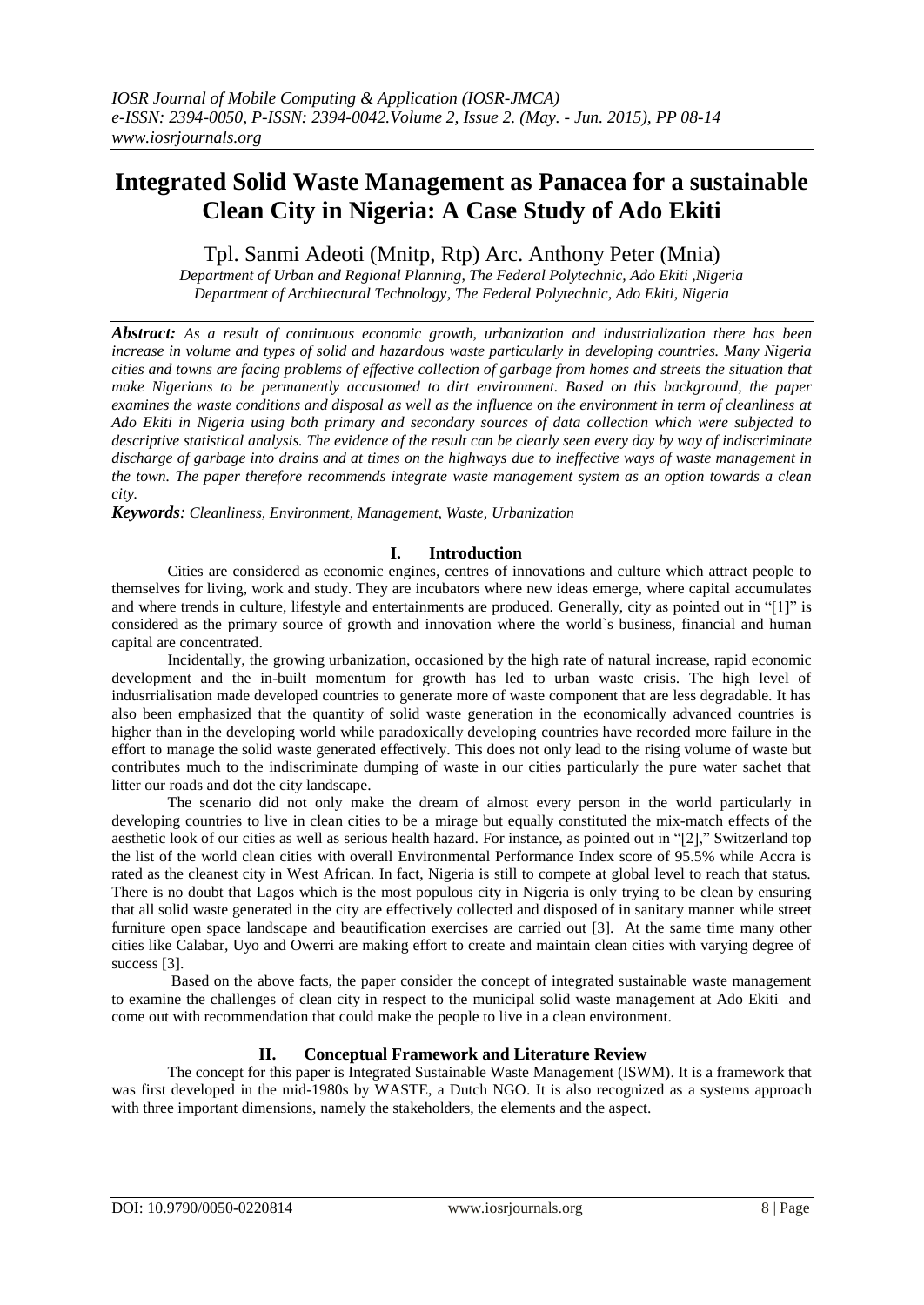# Integrated Solid Waste Management as Panacea for a sustainable Clean City in Nigeria: A Case Study of Ado Ekiti

Tpl. Sanmi Adeoti (Mnitp, Rtp) Arc. Anthony Peter (Mnia)

*Department of Urban and Regional Planning, The Federal Polytechnic, Ado Ekiti ,Nigeria*
*Department of Architectural Technology, The Federal Polytechnic, Ado Ekiti, Nigeria*

***Abstract:*** *As a result of continuous economic growth, urbanization and industrialization there has been increase in volume and types of solid and hazardous waste particularly in developing countries. Many Nigeria cities and towns are facing problems of effective collection of garbage from homes and streets the situation that make Nigerians to be permanently accustomed to dirt environment. Based on this background, the paper examines the waste conditions and disposal as well as the influence on the environment in term of cleanliness at Ado Ekiti in Nigeria using both primary and secondary sources of data collection which were subjected to descriptive statistical analysis. The evidence of the result can be clearly seen every day by way of indiscriminate discharge of garbage into drains and at times on the highways due to ineffective ways of waste management in the town. The paper therefore recommends integrate waste management system as an option towards a clean city.*

***Keywords****: Cleanliness, Environment, Management, Waste, Urbanization*

## I. Introduction

Cities are considered as economic engines, centres of innovations and culture which attract people to themselves for living, work and study. They are incubators where new ideas emerge, where capital accumulates and where trends in culture, lifestyle and entertainments are produced. Generally, city as pointed out in "[1]" is considered as the primary source of growth and innovation where the world`s business, financial and human capital are concentrated.

Incidentally, the growing urbanization, occasioned by the high rate of natural increase, rapid economic development and the in-built momentum for growth has led to urban waste crisis. The high level of indusrrialisation made developed countries to generate more of waste component that are less degradable. It has also been emphasized that the quantity of solid waste generation in the economically advanced countries is higher than in the developing world while paradoxically developing countries have recorded more failure in the effort to manage the solid waste generated effectively. This does not only lead to the rising volume of waste but contributes much to the indiscriminate dumping of waste in our cities particularly the pure water sachet that litter our roads and dot the city landscape.

The scenario did not only make the dream of almost every person in the world particularly in developing countries to live in clean cities to be a mirage but equally constituted the mix-match effects of the aesthetic look of our cities as well as serious health hazard. For instance, as pointed out in "[2]," Switzerland top the list of the world clean cities with overall Environmental Performance Index score of 95.5% while Accra is rated as the cleanest city in West African. In fact, Nigeria is still to compete at global level to reach that status. There is no doubt that Lagos which is the most populous city in Nigeria is only trying to be clean by ensuring that all solid waste generated in the city are effectively collected and disposed of in sanitary manner while street furniture open space landscape and beautification exercises are carried out [3]. At the same time many other cities like Calabar, Uyo and Owerri are making effort to create and maintain clean cities with varying degree of success [3].

Based on the above facts, the paper consider the concept of integrated sustainable waste management to examine the challenges of clean city in respect to the municipal solid waste management at Ado Ekiti and come out with recommendation that could make the people to live in a clean environment.

## II. Conceptual Framework and Literature Review

The concept for this paper is Integrated Sustainable Waste Management (ISWM). It is a framework that was first developed in the mid-1980s by WASTE, a Dutch NGO. It is also recognized as a systems approach with three important dimensions, namely the stakeholders, the elements and the aspect.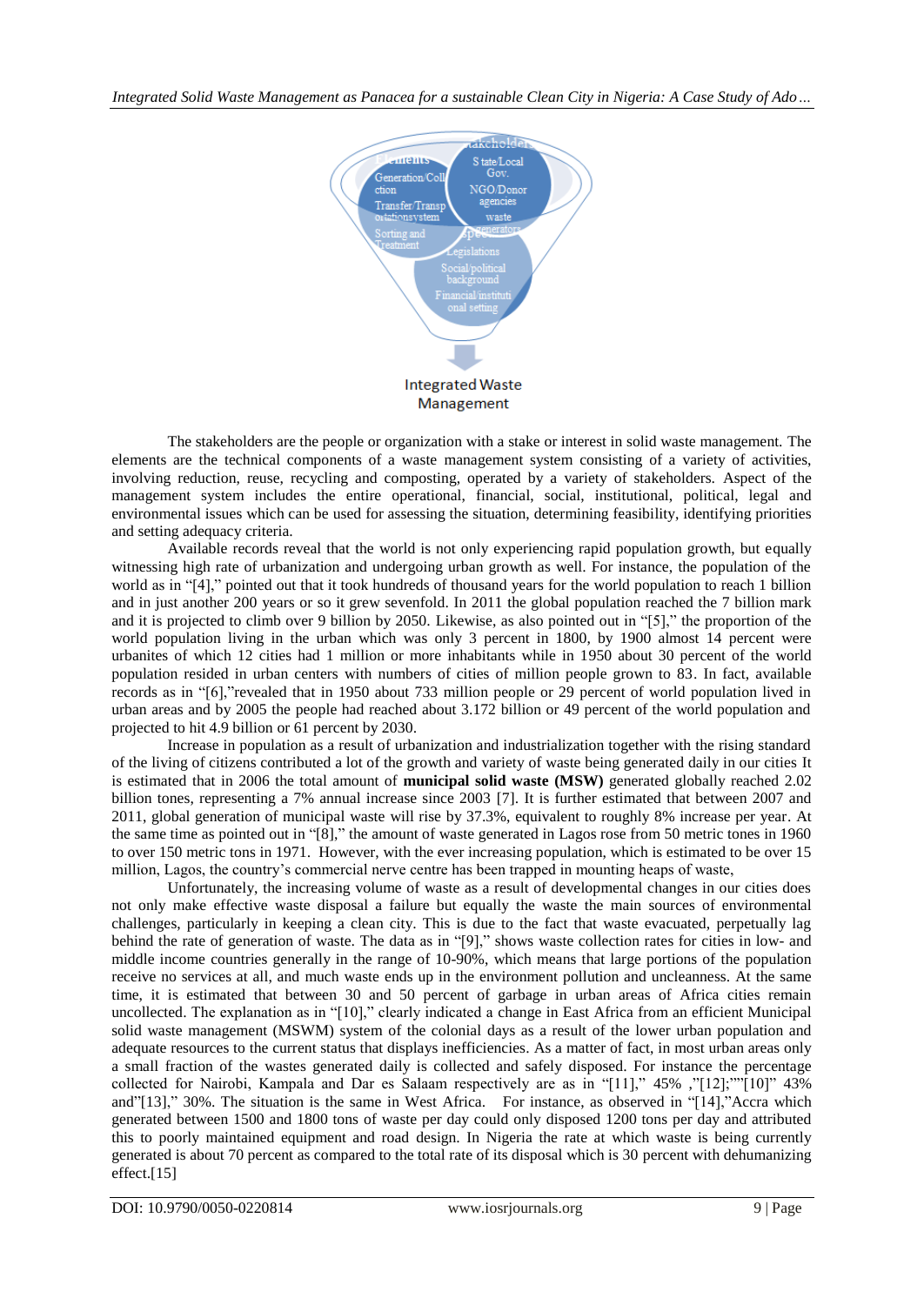Stakeholders

Elements

Generation/Collection

Transfer/Transportationsystem

Sorting and Treatment

State/Local Gov.

NGO/Donor agencies

waste generators

Aspects

Legislations

Social/political background

Financial/institutional setting

Integrated Waste Management

The stakeholders are the people or organization with a stake or interest in solid waste management. The elements are the technical components of a waste management system consisting of a variety of activities, involving reduction, reuse, recycling and composting, operated by a variety of stakeholders. Aspect of the management system includes the entire operational, financial, social, institutional, political, legal and environmental issues which can be used for assessing the situation, determining feasibility, identifying priorities and setting adequacy criteria.

Available records reveal that the world is not only experiencing rapid population growth, but equally witnessing high rate of urbanization and undergoing urban growth as well. For instance, the population of the world as in "[4]," pointed out that it took hundreds of thousand years for the world population to reach 1 billion and in just another 200 years or so it grew sevenfold. In 2011 the global population reached the 7 billion mark and it is projected to climb over 9 billion by 2050. Likewise, as also pointed out in "[5]," the proportion of the world population living in the urban which was only 3 percent in 1800, by 1900 almost 14 percent were urbanites of which 12 cities had 1 million or more inhabitants while in 1950 about 30 percent of the world population resided in urban centers with numbers of cities of million people grown to 83. In fact, available records as in "[6],"revealed that in 1950 about 733 million people or 29 percent of world population lived in urban areas and by 2005 the people had reached about 3.172 billion or 49 percent of the world population and projected to hit 4.9 billion or 61 percent by 2030.

Increase in population as a result of urbanization and industrialization together with the rising standard of the living of citizens contributed a lot of the growth and variety of waste being generated daily in our cities It is estimated that in 2006 the total amount of **municipal solid waste (MSW)** generated globally reached 2.02 billion tones, representing a 7% annual increase since 2003 [7]. It is further estimated that between 2007 and 2011, global generation of municipal waste will rise by 37.3%, equivalent to roughly 8% increase per year. At the same time as pointed out in "[8]," the amount of waste generated in Lagos rose from 50 metric tones in 1960 to over 150 metric tons in 1971. However, with the ever increasing population, which is estimated to be over 15 million, Lagos, the country's commercial nerve centre has been trapped in mounting heaps of waste,

Unfortunately, the increasing volume of waste as a result of developmental changes in our cities does not only make effective waste disposal a failure but equally the waste the main sources of environmental challenges, particularly in keeping a clean city. This is due to the fact that waste evacuated, perpetually lag behind the rate of generation of waste. The data as in "[9]," shows waste collection rates for cities in low- and middle income countries generally in the range of 10-90%, which means that large portions of the population receive no services at all, and much waste ends up in the environment pollution and uncleanness. At the same time, it is estimated that between 30 and 50 percent of garbage in urban areas of Africa cities remain uncollected. The explanation as in "[10]," clearly indicated a change in East Africa from an efficient Municipal solid waste management (MSWM) system of the colonial days as a result of the lower urban population and adequate resources to the current status that displays inefficiencies. As a matter of fact, in most urban areas only a small fraction of the wastes generated daily is collected and safely disposed. For instance the percentage collected for Nairobi, Kampala and Dar es Salaam respectively are as in "[11]," 45% ,"[12];""[10]" 43% and"[13]," 30%. The situation is the same in West Africa. For instance, as observed in "[14],"Accra which generated between 1500 and 1800 tons of waste per day could only disposed 1200 tons per day and attributed this to poorly maintained equipment and road design. In Nigeria the rate at which waste is being currently generated is about 70 percent as compared to the total rate of its disposal which is 30 percent with dehumanizing effect.[15]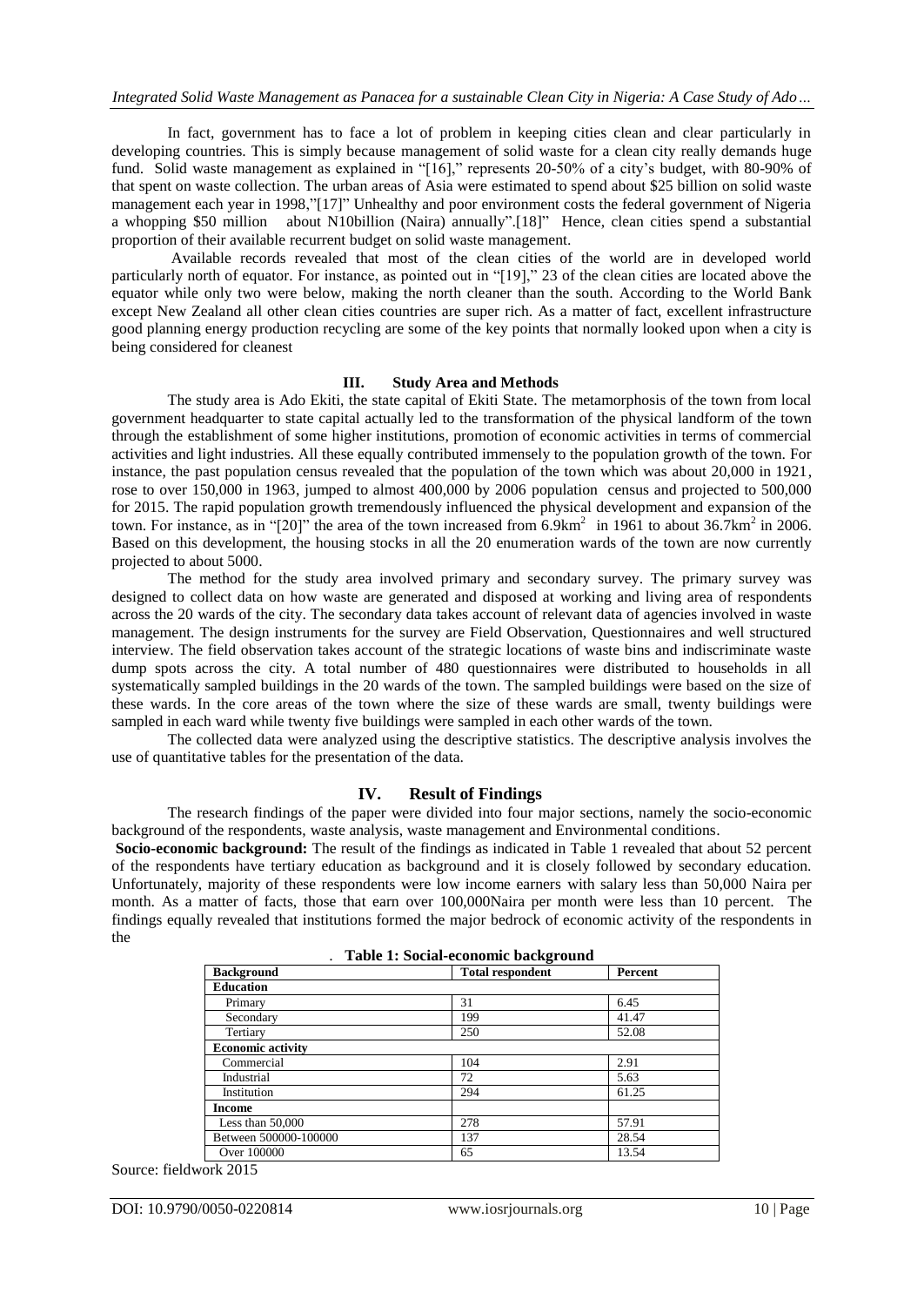In fact, government has to face a lot of problem in keeping cities clean and clear particularly in developing countries. This is simply because management of solid waste for a clean city really demands huge fund. Solid waste management as explained in "[16]," represents 20-50% of a city's budget, with 80-90% of that spent on waste collection. The urban areas of Asia were estimated to spend about $25 billion on solid waste management each year in 1998,"[17]" Unhealthy and poor environment costs the federal government of Nigeria a whopping $50 million about N10billion (Naira) annually".[18]" Hence, clean cities spend a substantial proportion of their available recurrent budget on solid waste management.

Available records revealed that most of the clean cities of the world are in developed world particularly north of equator. For instance, as pointed out in "[19]," 23 of the clean cities are located above the equator while only two were below, making the north cleaner than the south. According to the World Bank except New Zealand all other clean cities countries are super rich. As a matter of fact, excellent infrastructure good planning energy production recycling are some of the key points that normally looked upon when a city is being considered for cleanest

## III. Study Area and Methods

The study area is Ado Ekiti, the state capital of Ekiti State. The metamorphosis of the town from local government headquarter to state capital actually led to the transformation of the physical landform of the town through the establishment of some higher institutions, promotion of economic activities in terms of commercial activities and light industries. All these equally contributed immensely to the population growth of the town. For instance, the past population census revealed that the population of the town which was about 20,000 in 1921, rose to over 150,000 in 1963, jumped to almost 400,000 by 2006 population census and projected to 500,000 for 2015. The rapid population growth tremendously influenced the physical development and expansion of the town. For instance, as in "[20]" the area of the town increased from 6.9km$^2$ in 1961 to about 36.7km$^2$ in 2006. Based on this development, the housing stocks in all the 20 enumeration wards of the town are now currently projected to about 5000.

The method for the study area involved primary and secondary survey. The primary survey was designed to collect data on how waste are generated and disposed at working and living area of respondents across the 20 wards of the city. The secondary data takes account of relevant data of agencies involved in waste management. The design instruments for the survey are Field Observation, Questionnaires and well structured interview. The field observation takes account of the strategic locations of waste bins and indiscriminate waste dump spots across the city. A total number of 480 questionnaires were distributed to households in all systematically sampled buildings in the 20 wards of the town. The sampled buildings were based on the size of these wards. In the core areas of the town where the size of these wards are small, twenty buildings were sampled in each ward while twenty five buildings were sampled in each other wards of the town.

The collected data were analyzed using the descriptive statistics. The descriptive analysis involves the use of quantitative tables for the presentation of the data.

## IV. Result of Findings

The research findings of the paper were divided into four major sections, namely the socio-economic background of the respondents, waste analysis, waste management and Environmental conditions.

**Socio-economic background:** The result of the findings as indicated in Table 1 revealed that about 52 percent of the respondents have tertiary education as background and it is closely followed by secondary education. Unfortunately, majority of these respondents were low income earners with salary less than 50,000 Naira per month. As a matter of facts, those that earn over 100,000Naira per month were less than 10 percent. The findings equally revealed that institutions formed the major bedrock of economic activity of the respondents in the

**Table 1: Social-economic background**

| Background | Total respondent | Percent |
|---|---|---|
| **Education** | | |
| Primary | 31 | 6.45 |
| Secondary | 199 | 41.47 |
| Tertiary | 250 | 52.08 |
| **Economic activity** | | |
| Commercial | 104 | 2.91 |
| Industrial | 72 | 5.63 |
| Institution | 294 | 61.25 |
| **Income** | | |
| Less than 50,000 | 278 | 57.91 |
| Between 500000-100000 | 137 | 28.54 |
| Over 100000 | 65 | 13.54 |

Source: fieldwork 2015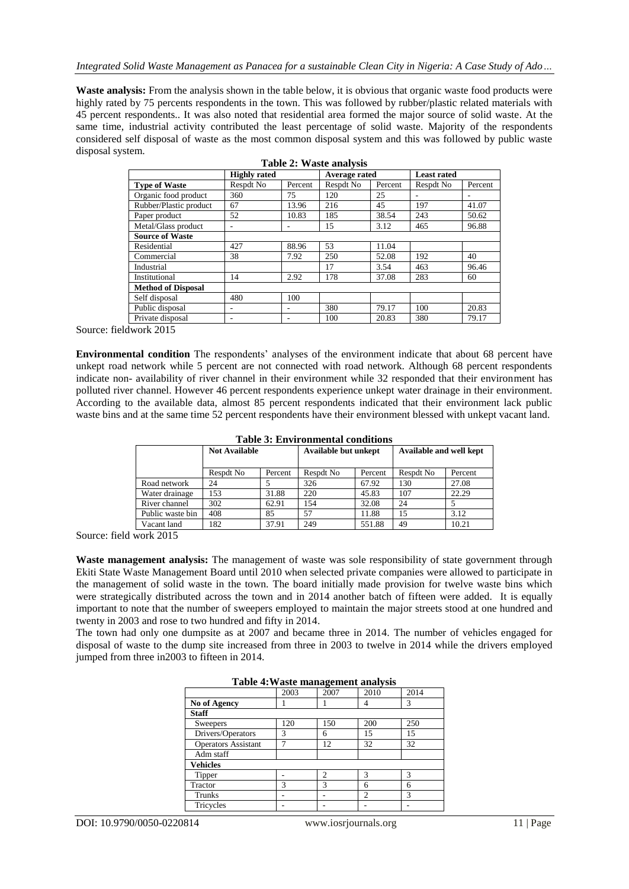**Waste analysis:** From the analysis shown in the table below, it is obvious that organic waste food products were highly rated by 75 percents respondents in the town. This was followed by rubber/plastic related materials with 45 percent respondents.. It was also noted that residential area formed the major source of solid waste. At the same time, industrial activity contributed the least percentage of solid waste. Majority of the respondents considered self disposal of waste as the most common disposal system and this was followed by public waste disposal system.

**Table 2: Waste analysis**

| | Highly rated | | Average rated | | Least rated | |
|---|---|---|---|---|---|---|
| **Type of Waste** | Respdt No | Percent | Respdt No | Percent | Respdt No | Percent |
| Organic food product | 360 | 75 | 120 | 25 | - | - |
| Rubber/Plastic product | 67 | 13.96 | 216 | 45 | 197 | 41.07 |
| Paper product | 52 | 10.83 | 185 | 38.54 | 243 | 50.62 |
| Metal/Glass product | - | - | 15 | 3.12 | 465 | 96.88 |
| **Source of Waste** | | | | | | |
| Residential | 427 | 88.96 | 53 | 11.04 | | |
| Commercial | 38 | 7.92 | 250 | 52.08 | 192 | 40 |
| Industrial | | | 17 | 3.54 | 463 | 96.46 |
| Institutional | 14 | 2.92 | 178 | 37.08 | 283 | 60 |
| **Method of Disposal** | | | | | | |
| Self disposal | 480 | 100 | | | | |
| Public disposal | - | - | 380 | 79.17 | 100 | 20.83 |
| Private disposal | - | - | 100 | 20.83 | 380 | 79.17 |

Source: fieldwork 2015

**Environmental condition** The respondents' analyses of the environment indicate that about 68 percent have unkept road network while 5 percent are not connected with road network. Although 68 percent respondents indicate non- availability of river channel in their environment while 32 responded that their environment has polluted river channel. However 46 percent respondents experience unkept water drainage in their environment. According to the available data, almost 85 percent respondents indicated that their environment lack public waste bins and at the same time 52 percent respondents have their environment blessed with unkept vacant land.

**Table 3: Environmental conditions**

| | Not Available | | Available but unkept | | Available and well kept | |
|---|---|---|---|---|---|---|
| | Respdt No | Percent | Respdt No | Percent | Respdt No | Percent |
| Road network | 24 | 5 | 326 | 67.92 | 130 | 27.08 |
| Water drainage | 153 | 31.88 | 220 | 45.83 | 107 | 22.29 |
| River channel | 302 | 62.91 | 154 | 32.08 | 24 | 5 |
| Public waste bin | 408 | 85 | 57 | 11.88 | 15 | 3.12 |
| Vacant land | 182 | 37.91 | 249 | 551.88 | 49 | 10.21 |

Source: field work 2015

**Waste management analysis:** The management of waste was sole responsibility of state government through Ekiti State Waste Management Board until 2010 when selected private companies were allowed to participate in the management of solid waste in the town. The board initially made provision for twelve waste bins which were strategically distributed across the town and in 2014 another batch of fifteen were added. It is equally important to note that the number of sweepers employed to maintain the major streets stood at one hundred and twenty in 2003 and rose to two hundred and fifty in 2014.

The town had only one dumpsite as at 2007 and became three in 2014. The number of vehicles engaged for disposal of waste to the dump site increased from three in 2003 to twelve in 2014 while the drivers employed jumped from three in2003 to fifteen in 2014.

**Table 4:Waste management analysis**

| | 2003 | 2007 | 2010 | 2014 |
|---|---|---|---|---|
| **No of Agency** | 1 | 1 | 4 | 3 |
| **Staff** | | | | |
| Sweepers | 120 | 150 | 200 | 250 |
| Drivers/Operators | 3 | 6 | 15 | 15 |
| Operators Assistant | 7 | 12 | 32 | 32 |
| Adm staff | | | | |
| **Vehicles** | | | | |
| Tipper | - | 2 | 3 | 3 |
| Tractor | 3 | 3 | 6 | 6 |
| Trunks | - | - | 2 | 3 |
| Tricycles | - | - | - | - |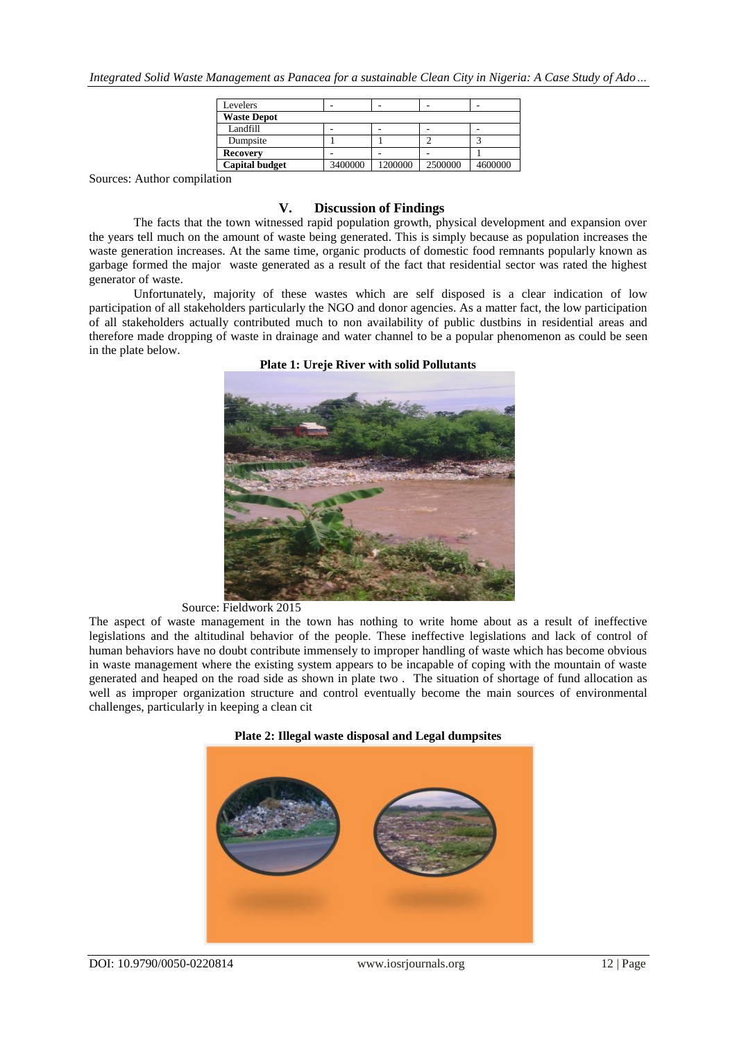| Levelers | - | - | - | - |
| --- | --- | --- | --- | --- |
| **Waste Depot** | | | | |
| Landfill | - | - | - | - |
| Dumpsite | 1 | 1 | 2 | 3 |
| **Recovery** | - | - | - | 1 |
| **Capital budget** | 3400000 | 1200000 | 2500000 | 4600000 |

Sources: Author compilation

## V. Discussion of Findings

The facts that the town witnessed rapid population growth, physical development and expansion over the years tell much on the amount of waste being generated. This is simply because as population increases the waste generation increases. At the same time, organic products of domestic food remnants popularly known as garbage formed the major waste generated as a result of the fact that residential sector was rated the highest generator of waste.

Unfortunately, majority of these wastes which are self disposed is a clear indication of low participation of all stakeholders particularly the NGO and donor agencies. As a matter fact, the low participation of all stakeholders actually contributed much to non availability of public dustbins in residential areas and therefore made dropping of waste in drainage and water channel to be a popular phenomenon as could be seen in the plate below.

**Plate 1: Ureje River with solid Pollutants**

Source: Fieldwork 2015

The aspect of waste management in the town has nothing to write home about as a result of ineffective legislations and the altitudinal behavior of the people. These ineffective legislations and lack of control of human behaviors have no doubt contribute immensely to improper handling of waste which has become obvious in waste management where the existing system appears to be incapable of coping with the mountain of waste generated and heaped on the road side as shown in plate two . The situation of shortage of fund allocation as well as improper organization structure and control eventually become the main sources of environmental challenges, particularly in keeping a clean cit

**Plate 2: Illegal waste disposal and Legal dumpsites**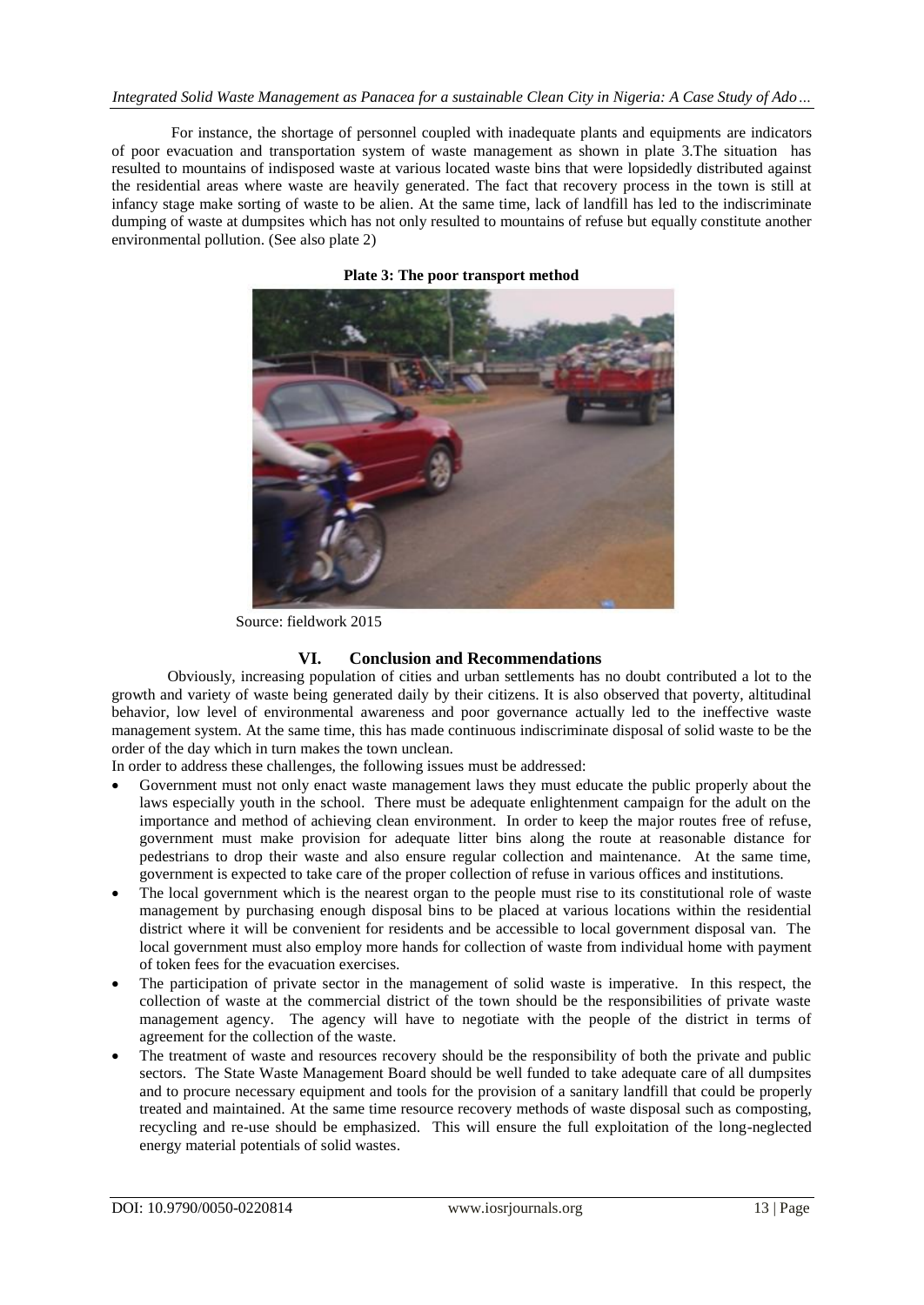For instance, the shortage of personnel coupled with inadequate plants and equipments are indicators of poor evacuation and transportation system of waste management as shown in plate 3.The situation has resulted to mountains of indisposed waste at various located waste bins that were lopsidedly distributed against the residential areas where waste are heavily generated. The fact that recovery process in the town is still at infancy stage make sorting of waste to be alien. At the same time, lack of landfill has led to the indiscriminate dumping of waste at dumpsites which has not only resulted to mountains of refuse but equally constitute another environmental pollution. (See also plate 2)

**Plate 3: The poor transport method**

Source: fieldwork 2015

## VI. Conclusion and Recommendations

Obviously, increasing population of cities and urban settlements has no doubt contributed a lot to the growth and variety of waste being generated daily by their citizens. It is also observed that poverty, altitudinal behavior, low level of environmental awareness and poor governance actually led to the ineffective waste management system. At the same time, this has made continuous indiscriminate disposal of solid waste to be the order of the day which in turn makes the town unclean.

In order to address these challenges, the following issues must be addressed:

- Government must not only enact waste management laws they must educate the public properly about the laws especially youth in the school. There must be adequate enlightenment campaign for the adult on the importance and method of achieving clean environment. In order to keep the major routes free of refuse, government must make provision for adequate litter bins along the route at reasonable distance for pedestrians to drop their waste and also ensure regular collection and maintenance. At the same time, government is expected to take care of the proper collection of refuse in various offices and institutions.
- The local government which is the nearest organ to the people must rise to its constitutional role of waste management by purchasing enough disposal bins to be placed at various locations within the residential district where it will be convenient for residents and be accessible to local government disposal van. The local government must also employ more hands for collection of waste from individual home with payment of token fees for the evacuation exercises.
- The participation of private sector in the management of solid waste is imperative. In this respect, the collection of waste at the commercial district of the town should be the responsibilities of private waste management agency. The agency will have to negotiate with the people of the district in terms of agreement for the collection of the waste.
- The treatment of waste and resources recovery should be the responsibility of both the private and public sectors. The State Waste Management Board should be well funded to take adequate care of all dumpsites and to procure necessary equipment and tools for the provision of a sanitary landfill that could be properly treated and maintained. At the same time resource recovery methods of waste disposal such as composting, recycling and re-use should be emphasized. This will ensure the full exploitation of the long-neglected energy material potentials of solid wastes.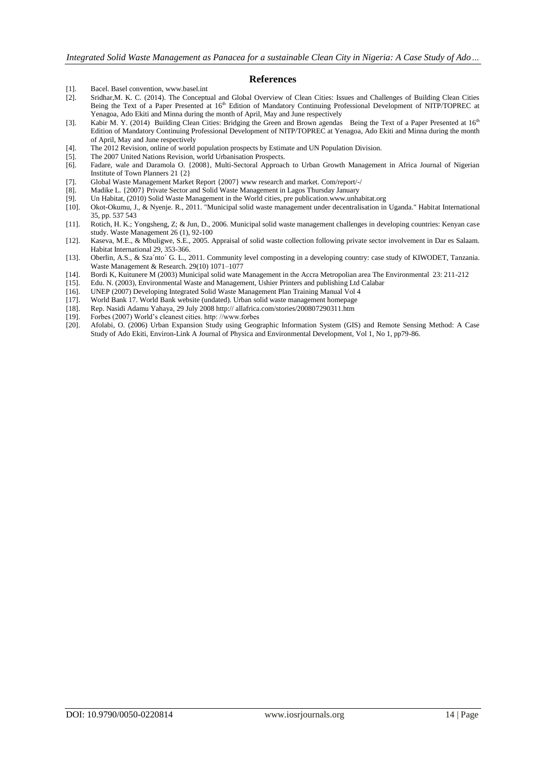## References

[1]. Bacel. Basel convention, www.basel.int

[2]. Sridhar,M. K. C. (2014). The Conceptual and Global Overview of Clean Cities: Issues and Challenges of Building Clean Cities Being the Text of a Paper Presented at 16th Edition of Mandatory Continuing Professional Development of NITP/TOPREC at Yenagoa, Ado Ekiti and Minna during the month of April, May and June respectively

[3]. Kabir M. Y. (2014) Building Clean Cities: Bridging the Green and Brown agendas Being the Text of a Paper Presented at 16th Edition of Mandatory Continuing Professional Development of NITP/TOPREC at Yenagoa, Ado Ekiti and Minna during the month of April, May and June respectively

[4]. The 2012 Revision, online of world population prospects by Estimate and UN Population Division.

[5]. The 2007 United Nations Revision, world Urbanisation Prospects.

[6]. Fadare, wale and Daramola O. {2008}, Multi-Sectoral Approach to Urban Growth Management in Africa Journal of Nigerian Institute of Town Planners 21 {2}

[7]. Global Waste Management Market Report {2007} www research and market. Com/report/-/

[8]. Madike L. {2007} Private Sector and Solid Waste Management in Lagos Thursday January

[9]. Un Habitat, (2010) Solid Waste Management in the World cities, pre publication.www.unhabitat.org

[10]. Okot-Okumu, J., & Nyenje. R., 2011. "Municipal solid waste management under decentralisation in Uganda." Habitat International 35, pp. 537 543

[11]. Rotich, H. K.; Yongsheng, Z; & Jun, D., 2006. Municipal solid waste management challenges in developing countries: Kenyan case study. Waste Management 26 (1), 92-100

[12]. Kaseva, M.E., & Mbuligwe, S.E., 2005. Appraisal of solid waste collection following private sector involvement in Dar es Salaam. Habitat International 29, 353-366.

[13]. Oberlin, A.S., & Sza´nto´ G. L., 2011. Community level composting in a developing country: case study of KIWODET, Tanzania. Waste Management & Research. 29(10) 1071–1077

[14]. Bordi K, Kuitunere M (2003) Municipal solid wate Management in the Accra Metropolian area The Environmental 23: 211-212

[15]. Edu. N. (2003), Environmental Waste and Management, Ushier Printers and publishing Ltd Calabar

[16]. UNEP (2007) Developing Integrated Solid Waste Management Plan Training Manual Vol 4

[17]. World Bank 17. World Bank website (undated). Urban solid waste management homepage

[18]. Rep. Nasidi Adamu Yahaya, 29 July 2008 http:// allafrica.com/stories/200807290311.htm

[19]. Forbes (2007) World's cleanest cities. http: //www.forbes

[20]. Afolabi, O. (2006) Urban Expansion Study using Geographic Information System (GIS) and Remote Sensing Method: A Case Study of Ado Ekiti, Environ-Link A Journal of Physica and Environmental Development, Vol 1, No 1, pp79-86.